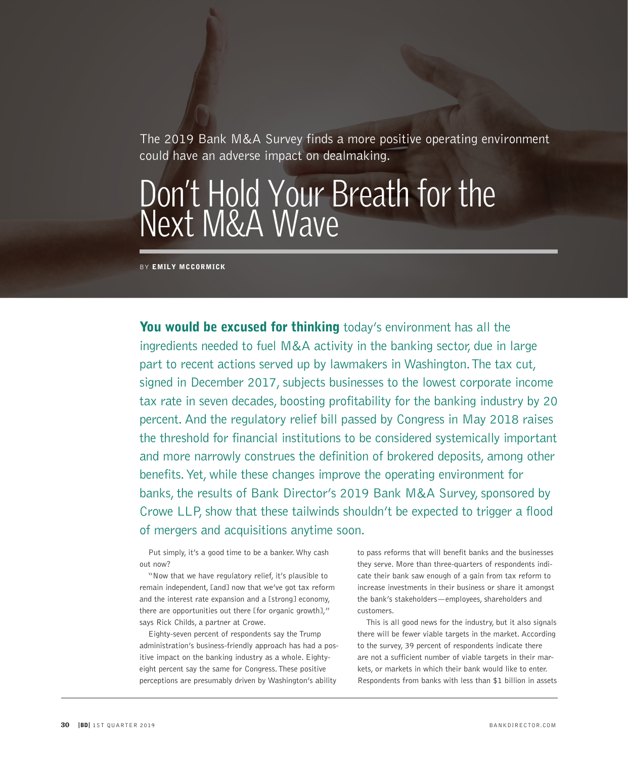The 2019 Bank M&A Survey finds a more positive operating environment could have an adverse impact on dealmaking.

# Don't Hold Your Breath for the Next M&A Wave

BY **EMILY MCCORMICK**

**You would be excused for thinking** today's environment has all the ingredients needed to fuel M&A activity in the banking sector, due in large part to recent actions served up by lawmakers in Washington. The tax cut, signed in December 2017, subjects businesses to the lowest corporate income tax rate in seven decades, boosting profitability for the banking industry by 20 percent. And the regulatory relief bill passed by Congress in May 2018 raises the threshold for financial institutions to be considered systemically important and more narrowly construes the definition of brokered deposits, among other benefits. Yet, while these changes improve the operating environment for banks, the results of Bank Director's 2019 Bank M&A Survey, sponsored by Crowe LLP, show that these tailwinds shouldn't be expected to trigger a flood of mergers and acquisitions anytime soon.

Put simply, it's a good time to be a banker. Why cash out now?

"Now that we have regulatory relief, it's plausible to remain independent, [and] now that we've got tax reform and the interest rate expansion and a [strong] economy, there are opportunities out there [for organic growth]," says Rick Childs, a partner at Crowe.

Eighty-seven percent of respondents say the Trump administration's business-friendly approach has had a positive impact on the banking industry as a whole. Eighty-eight percent say the same for Congress. These positive perceptions are presumably driven by Washington's ability to pass reforms that will benefit banks and the businesses they serve. More than three-quarters of respondents indicate their bank saw enough of a gain from tax reform to increase investments in their business or share it amongst the bank's stakeholders—employees, shareholders and customers.

This is all good news for the industry, but it also signals there will be fewer viable targets in the market. According to the survey, 39 percent of respondents indicate there are not a sufficient number of viable targets in their markets, or markets in which their bank would like to enter. Respondents from banks with less than $1 billion in assets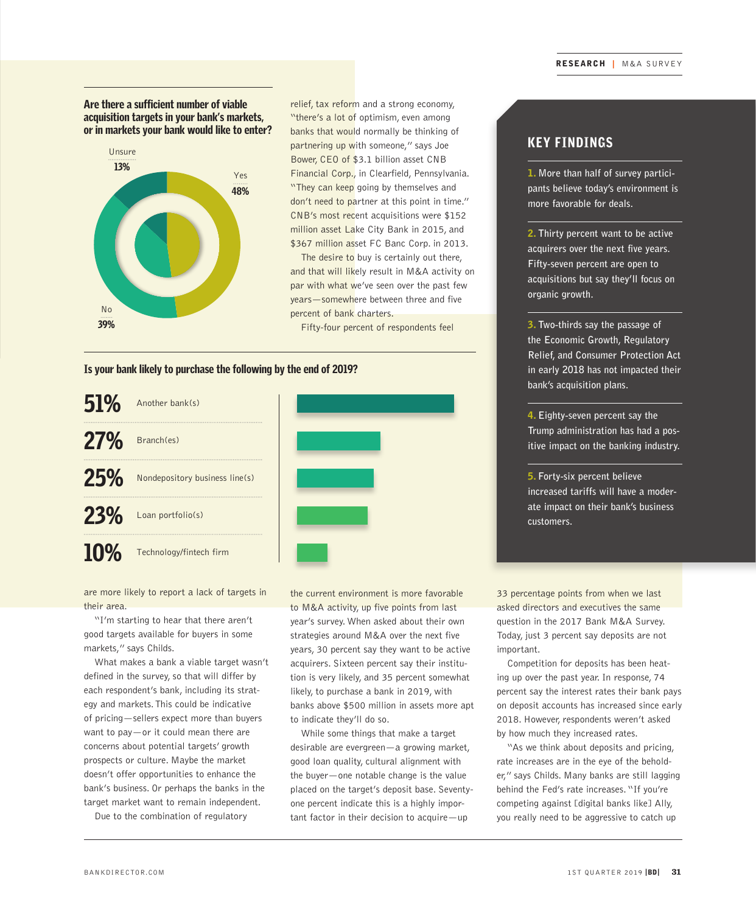**Are there a sufficient number of viable acquisition targets in your bank's markets, or in markets your bank would like to enter?**

| Response | Percent |
|---|---|
| Yes | 48% |
| No | 39% |
| Unsure | 13% |

relief, tax reform and a strong economy, "there's a lot of optimism, even among banks that would normally be thinking of partnering up with someone," says Joe Bower, CEO of $3.1 billion asset CNB Financial Corp., in Clearfield, Pennsylvania. "They can keep going by themselves and don't need to partner at this point in time." CNB's most recent acquisitions were $152 million asset Lake City Bank in 2015, and $367 million asset FC Banc Corp. in 2013.

The desire to buy is certainly out there, and that will likely result in M&A activity on par with what we've seen over the past few years—somewhere between three and five percent of bank charters.

Fifty-four percent of respondents feel the current environment is more favorable to M&A activity, up five points from last year's survey. When asked about their own strategies around M&A over the next five years, 30 percent say they want to be active acquirers. Sixteen percent say their institution is very likely, and 35 percent somewhat likely, to purchase a bank in 2019, with banks above $500 million in assets more apt to indicate they'll do so.

While some things that make a target desirable are evergreen—a growing market, good loan quality, cultural alignment with the buyer—one notable change is the value placed on the target's deposit base. Seventy-one percent indicate this is a highly important factor in their decision to acquire—up 33 percentage points from when we last asked directors and executives the same question in the 2017 Bank M&A Survey. Today, just 3 percent say deposits are not important.

Competition for deposits has been heating up over the past year. In response, 74 percent say the interest rates their bank pays on deposit accounts has increased since early 2018. However, respondents weren't asked by how much they increased rates.

"As we think about deposits and pricing, rate increases are in the eye of the beholder," says Childs. Many banks are still lagging behind the Fed's rate increases. "If you're competing against [digital banks like] Ally, you really need to be aggressive to catch up

**Is your bank likely to purchase the following by the end of 2019?**

| Percent | Item |
|---|---|
| 51% | Another bank(s) |
| 27% | Branch(es) |
| 25% | Nondepository business line(s) |
| 23% | Loan portfolio(s) |
| 10% | Technology/fintech firm |

are more likely to report a lack of targets in their area.

"I'm starting to hear that there aren't good targets available for buyers in some markets," says Childs.

What makes a bank a viable target wasn't defined in the survey, so that will differ by each respondent's bank, including its strategy and markets. This could be indicative of pricing—sellers expect more than buyers want to pay—or it could mean there are concerns about potential targets' growth prospects or culture. Maybe the market doesn't offer opportunities to enhance the bank's business. Or perhaps the banks in the target market want to remain independent.

Due to the combination of regulatory

## KEY FINDINGS

1. More than half of survey participants believe today's environment is more favorable for deals.

2. Thirty percent want to be active acquirers over the next five years. Fifty-seven percent are open to acquisitions but say they'll focus on organic growth.

3. Two-thirds say the passage of the Economic Growth, Regulatory Relief, and Consumer Protection Act in early 2018 has not impacted their bank's acquisition plans.

4. Eighty-seven percent say the Trump administration has had a positive impact on the banking industry.

5. Forty-six percent believe increased tariffs will have a moderate impact on their bank's business customers.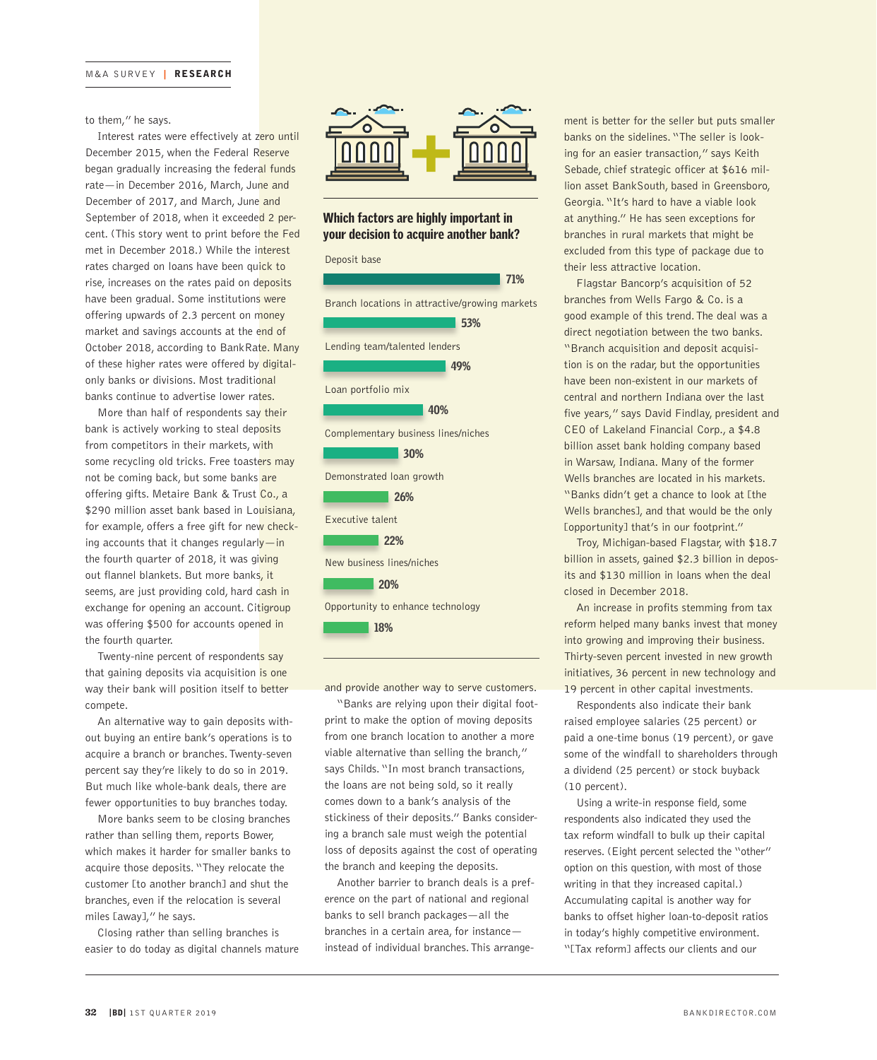to them," he says.

Interest rates were effectively at zero until December 2015, when the Federal Reserve began gradually increasing the federal funds rate—in December 2016, March, June and December of 2017, and March, June and September of 2018, when it exceeded 2 percent. (This story went to print before the Fed met in December 2018.) While the interest rates charged on loans have been quick to rise, increases on the rates paid on deposits have been gradual. Some institutions were offering upwards of 2.3 percent on money market and savings accounts at the end of October 2018, according to BankRate. Many of these higher rates were offered by digital-only banks or divisions. Most traditional banks continue to advertise lower rates.

More than half of respondents say their bank is actively working to steal deposits from competitors in their markets, with some recycling old tricks. Free toasters may not be coming back, but some banks are offering gifts. Metaire Bank & Trust Co., a $290 million asset bank based in Louisiana, for example, offers a free gift for new checking accounts that it changes regularly—in the fourth quarter of 2018, it was giving out flannel blankets. But more banks, it seems, are just providing cold, hard cash in exchange for opening an account. Citigroup was offering $500 for accounts opened in the fourth quarter.

Twenty-nine percent of respondents say that gaining deposits via acquisition is one way their bank will position itself to better compete.

An alternative way to gain deposits without buying an entire bank's operations is to acquire a branch or branches. Twenty-seven percent say they're likely to do so in 2019. But much like whole-bank deals, there are fewer opportunities to buy branches today.

More banks seem to be closing branches rather than selling them, reports Bower, which makes it harder for smaller banks to acquire those deposits. "They relocate the customer [to another branch] and shut the branches, even if the relocation is several miles [away]," he says.

Closing rather than selling branches is easier to do today as digital channels mature and provide another way to serve customers.

"Banks are relying upon their digital footprint to make the option of moving deposits from one branch location to another a more viable alternative than selling the branch," says Childs. "In most branch transactions, the loans are not being sold, so it really comes down to a bank's analysis of the stickiness of their deposits." Banks considering a branch sale must weigh the potential loss of deposits against the cost of operating the branch and keeping the deposits.

Another barrier to branch deals is a preference on the part of national and regional banks to sell branch packages—all the branches in a certain area, for instance—instead of individual branches. This arrangement is better for the seller but puts smaller banks on the sidelines. "The seller is looking for an easier transaction," says Keith Sebade, chief strategic officer at $616 million asset BankSouth, based in Greensboro, Georgia. "It's hard to have a viable look at anything." He has seen exceptions for branches in rural markets that might be excluded from this type of package due to their less attractive location.

Flagstar Bancorp's acquisition of 52 branches from Wells Fargo & Co. is a good example of this trend. The deal was a direct negotiation between the two banks. "Branch acquisition and deposit acquisition is on the radar, but the opportunities have been non-existent in our markets of central and northern Indiana over the last five years," says David Findlay, president and CEO of Lakeland Financial Corp., a $4.8 billion asset bank holding company based in Warsaw, Indiana. Many of the former Wells branches are located in his markets. "Banks didn't get a chance to look at [the Wells branches], and that would be the only [opportunity] that's in our footprint."

Troy, Michigan-based Flagstar, with $18.7 billion in assets, gained $2.3 billion in deposits and $130 million in loans when the deal closed in December 2018.

An increase in profits stemming from tax reform helped many banks invest that money into growing and improving their business. Thirty-seven percent invested in new growth initiatives, 36 percent in new technology and 19 percent in other capital investments.

Respondents also indicate their bank raised employee salaries (25 percent) or paid a one-time bonus (19 percent), or gave some of the windfall to shareholders through a dividend (25 percent) or stock buyback (10 percent).

Using a write-in response field, some respondents also indicated they used the tax reform windfall to bulk up their capital reserves. (Eight percent selected the "other" option on this question, with most of those writing in that they increased capital.) Accumulating capital is another way for banks to offset higher loan-to-deposit ratios in today's highly competitive environment. "[Tax reform] affects our clients and our

**Which factors are highly important in your decision to acquire another bank?**

| Factor | Percent |
| --- | --- |
| Deposit base | 71% |
| Branch locations in attractive/growing markets | 53% |
| Lending team/talented lenders | 49% |
| Loan portfolio mix | 40% |
| Complementary business lines/niches | 30% |
| Demonstrated loan growth | 26% |
| Executive talent | 22% |
| New business lines/niches | 20% |
| Opportunity to enhance technology | 18% |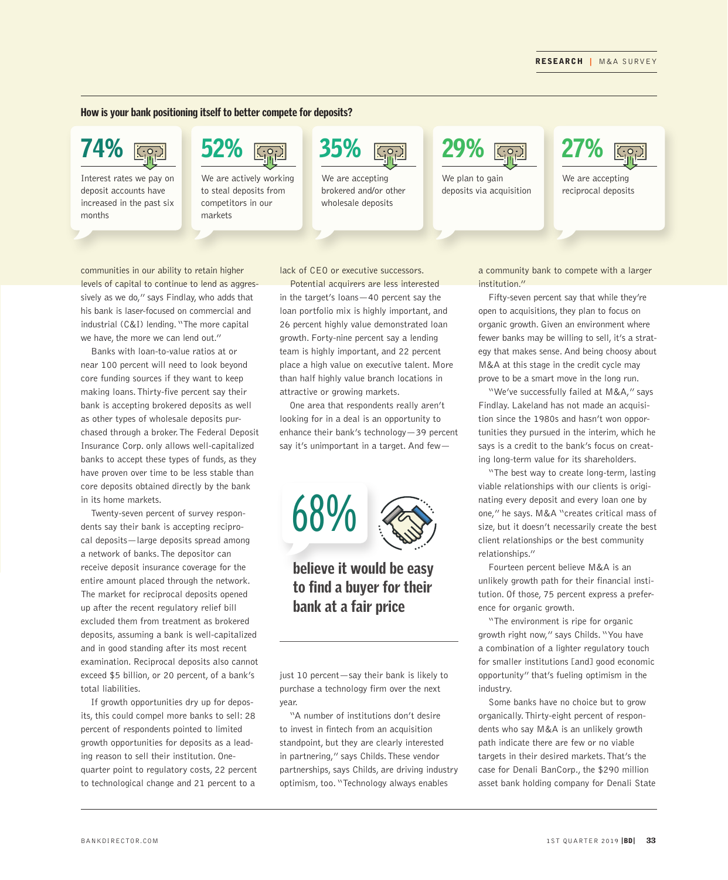**How is your bank positioning itself to better compete for deposits?**

**74%** Interest rates we pay on deposit accounts have increased in the past six months

**52%** We are actively working to steal deposits from competitors in our markets

**35%** We are accepting brokered and/or other wholesale deposits

**29%** We plan to gain deposits via acquisition

**27%** We are accepting reciprocal deposits

communities in our ability to retain higher levels of capital to continue to lend as aggressively as we do," says Findlay, who adds that his bank is laser-focused on commercial and industrial (C&I) lending. "The more capital we have, the more we can lend out."

Banks with loan-to-value ratios at or near 100 percent will need to look beyond core funding sources if they want to keep making loans. Thirty-five percent say their bank is accepting brokered deposits as well as other types of wholesale deposits purchased through a broker. The Federal Deposit Insurance Corp. only allows well-capitalized banks to accept these types of funds, as they have proven over time to be less stable than core deposits obtained directly by the bank in its home markets.

Twenty-seven percent of survey respondents say their bank is accepting reciprocal deposits—large deposits spread among a network of banks. The depositor can receive deposit insurance coverage for the entire amount placed through the network. The market for reciprocal deposits opened up after the recent regulatory relief bill excluded them from treatment as brokered deposits, assuming a bank is well-capitalized and in good standing after its most recent examination. Reciprocal deposits also cannot exceed $5 billion, or 20 percent, of a bank's total liabilities.

If growth opportunities dry up for deposits, this could compel more banks to sell: 28 percent of respondents pointed to limited growth opportunities for deposits as a leading reason to sell their institution. One-quarter point to regulatory costs, 22 percent to technological change and 21 percent to a lack of CEO or executive successors.

Potential acquirers are less interested in the target's loans—40 percent say the loan portfolio mix is highly important, and 26 percent highly value demonstrated loan growth. Forty-nine percent say a lending team is highly important, and 22 percent place a high value on executive talent. More than half highly value branch locations in attractive or growing markets.

One area that respondents really aren't looking for in a deal is an opportunity to enhance their bank's technology—39 percent say it's unimportant in a target. And few—just 10 percent—say their bank is likely to purchase a technology firm over the next year.

**68%**

**believe it would be easy to find a buyer for their bank at a fair price**

"A number of institutions don't desire to invest in fintech from an acquisition standpoint, but they are clearly interested in partnering," says Childs. These vendor partnerships, says Childs, are driving industry optimism, too. "Technology always enables a community bank to compete with a larger institution."

Fifty-seven percent say that while they're open to acquisitions, they plan to focus on organic growth. Given an environment where fewer banks may be willing to sell, it's a strategy that makes sense. And being choosy about M&A at this stage in the credit cycle may prove to be a smart move in the long run.

"We've successfully failed at M&A," says Findlay. Lakeland has not made an acquisition since the 1980s and hasn't won opportunities they pursued in the interim, which he says is a credit to the bank's focus on creating long-term value for its shareholders.

"The best way to create long-term, lasting viable relationships with our clients is originating every deposit and every loan one by one," he says. M&A "creates critical mass of size, but it doesn't necessarily create the best client relationships or the best community relationships."

Fourteen percent believe M&A is an unlikely growth path for their financial institution. Of those, 75 percent express a preference for organic growth.

"The environment is ripe for organic growth right now," says Childs. "You have a combination of a lighter regulatory touch for smaller institutions [and] good economic opportunity" that's fueling optimism in the industry.

Some banks have no choice but to grow organically. Thirty-eight percent of respondents who say M&A is an unlikely growth path indicate there are few or no viable targets in their desired markets. That's the case for Denali BanCorp., the $290 million asset bank holding company for Denali State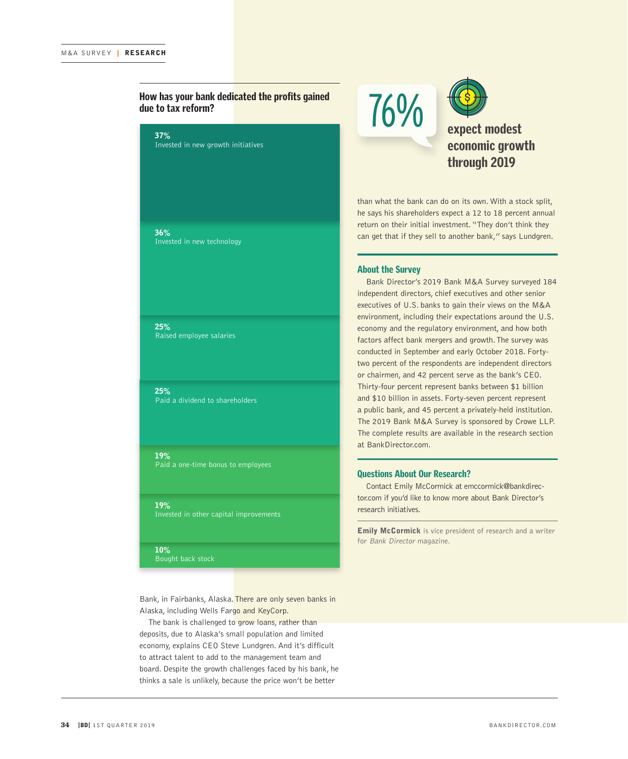### How has your bank dedicated the profits gained due to tax reform?

| Percentage | Use |
| --- | --- |
| 37% | Invested in new growth initiatives |
| 36% | Invested in new technology |
| 25% | Raised employee salaries |
| 25% | Paid a dividend to shareholders |
| 19% | Paid a one-time bonus to employees |
| 19% | Invested in other capital improvements |
| 10% | Bought back stock |

Bank, in Fairbanks, Alaska. There are only seven banks in Alaska, including Wells Fargo and KeyCorp.

The bank is challenged to grow loans, rather than deposits, due to Alaska's small population and limited economy, explains CEO Steve Lundgren. And it's difficult to attract talent to add to the management team and board. Despite the growth challenges faced by his bank, he thinks a sale is unlikely, because the price won't be better than what the bank can do on its own. With a stock split, he says his shareholders expect a 12 to 18 percent annual return on their initial investment. "They don't think they can get that if they sell to another bank," says Lundgren.

**76%** expect modest economic growth through 2019

### About the Survey

Bank Director's 2019 Bank M&A Survey surveyed 184 independent directors, chief executives and other senior executives of U.S. banks to gain their views on the M&A environment, including their expectations around the U.S. economy and the regulatory environment, and how both factors affect bank mergers and growth. The survey was conducted in September and early October 2018. Forty-two percent of the respondents are independent directors or chairmen, and 42 percent serve as the bank's CEO. Thirty-four percent represent banks between $1 billion and $10 billion in assets. Forty-seven percent represent a public bank, and 45 percent a privately-held institution. The 2019 Bank M&A Survey is sponsored by Crowe LLP. The complete results are available in the research section at BankDirector.com.

### Questions About Our Research?

Contact Emily McCormick at emccormick@bankdirector.com if you'd like to know more about Bank Director's research initiatives.

**Emily McCormick** is vice president of research and a writer for *Bank Director* magazine.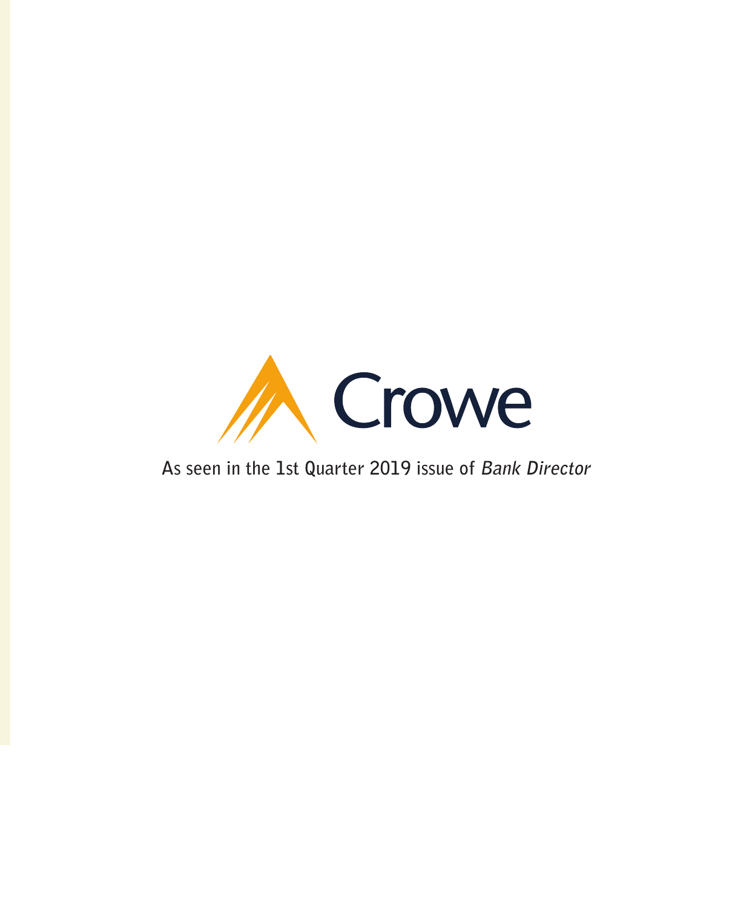Crowe

As seen in the 1st Quarter 2019 issue of *Bank Director*